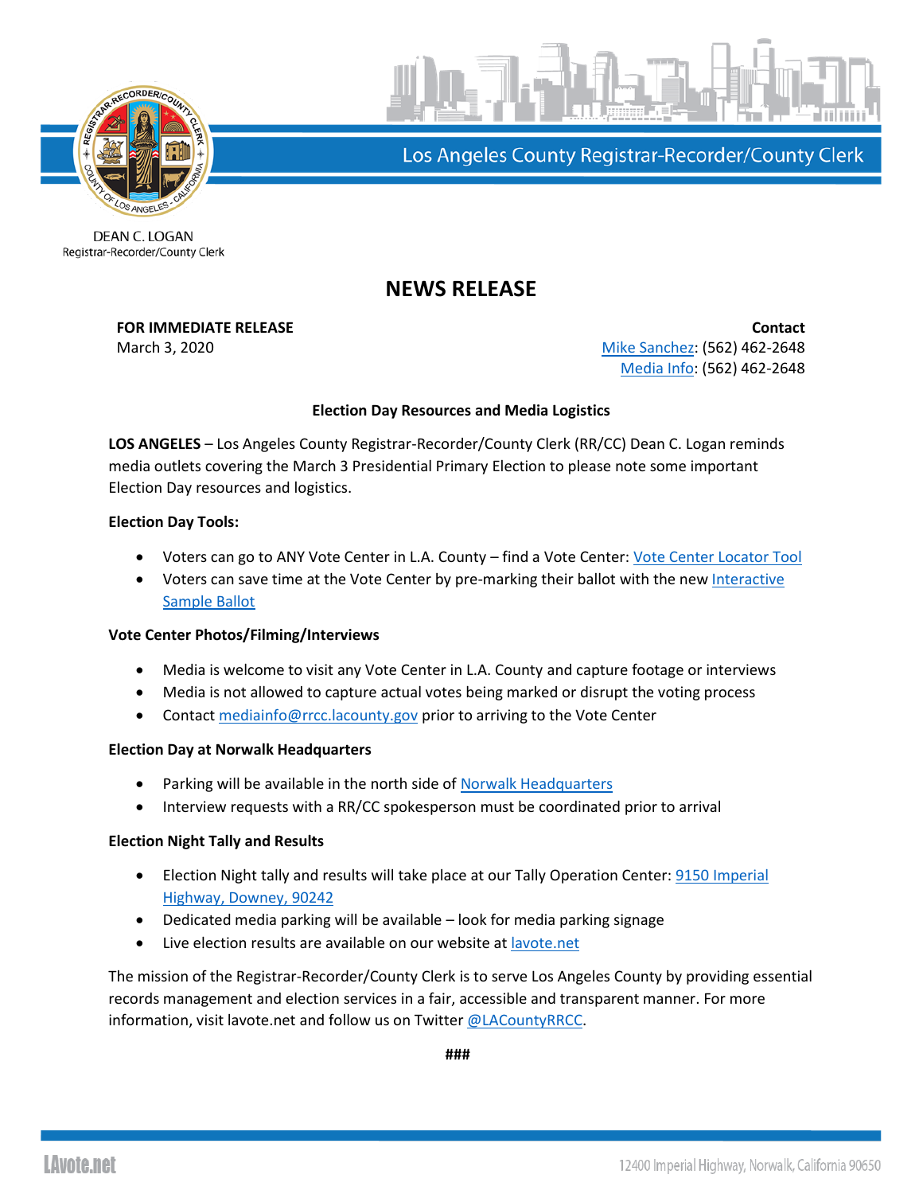Los Angeles County Registrar-Recorder/County Clerk

DEAN C. LOGAN
Registrar-Recorder/County Clerk

# NEWS RELEASE

**FOR IMMEDIATE RELEASE**
March 3, 2020

**Contact**
Mike Sanchez: (562) 462-2648
Media Info: (562) 462-2648

**Election Day Resources and Media Logistics**

**LOS ANGELES** – Los Angeles County Registrar-Recorder/County Clerk (RR/CC) Dean C. Logan reminds media outlets covering the March 3 Presidential Primary Election to please note some important Election Day resources and logistics.

**Election Day Tools:**

- Voters can go to ANY Vote Center in L.A. County – find a Vote Center: Vote Center Locator Tool
- Voters can save time at the Vote Center by pre-marking their ballot with the new Interactive Sample Ballot

**Vote Center Photos/Filming/Interviews**

- Media is welcome to visit any Vote Center in L.A. County and capture footage or interviews
- Media is not allowed to capture actual votes being marked or disrupt the voting process
- Contact mediainfo@rrcc.lacounty.gov prior to arriving to the Vote Center

**Election Day at Norwalk Headquarters**

- Parking will be available in the north side of Norwalk Headquarters
- Interview requests with a RR/CC spokesperson must be coordinated prior to arrival

**Election Night Tally and Results**

- Election Night tally and results will take place at our Tally Operation Center: 9150 Imperial Highway, Downey, 90242
- Dedicated media parking will be available – look for media parking signage
- Live election results are available on our website at lavote.net

The mission of the Registrar-Recorder/County Clerk is to serve Los Angeles County by providing essential records management and election services in a fair, accessible and transparent manner. For more information, visit lavote.net and follow us on Twitter @LACountyRRCC.

###

LAvote.net

12400 Imperial Highway, Norwalk, California 90650